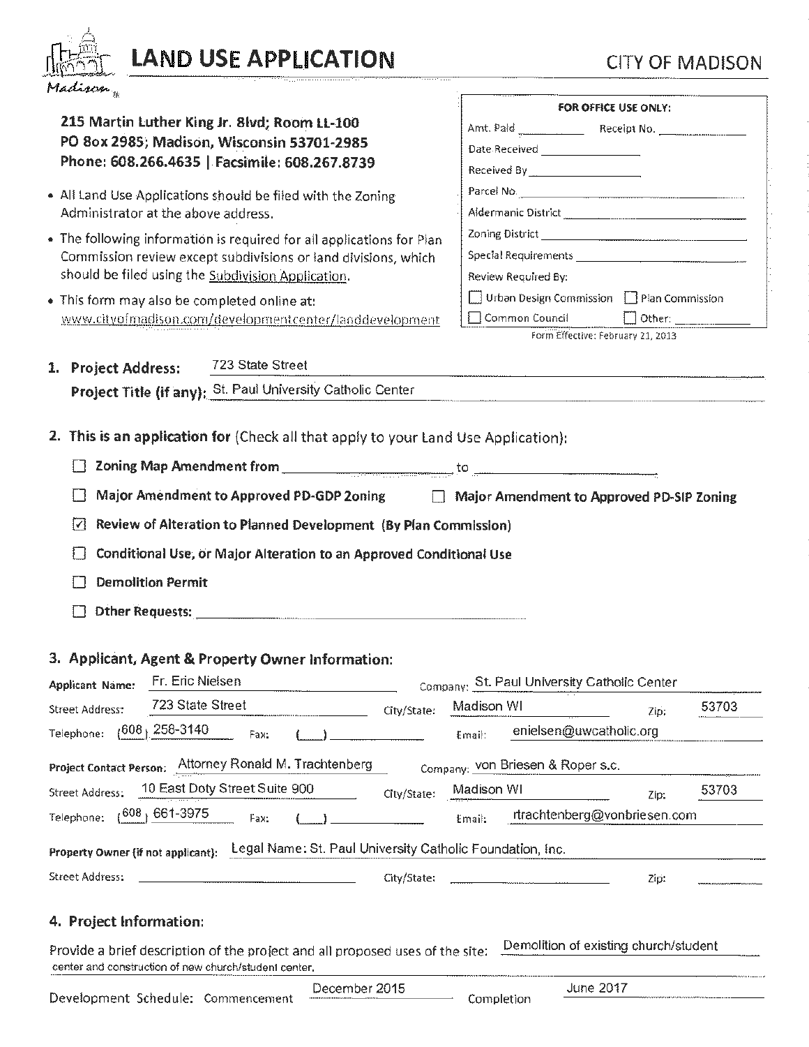# LAND USE APPLICATION

CITY OF MADISON

**215 Martin Luther King Jr. Blvd; Room LL-100**
**PO Box 2985; Madison, Wisconsin 53701-2985**
**Phone: 608.266.4635 | Facsimile: 608.267.8739**

- All Land Use Applications should be filed with the Zoning Administrator at the above address.
- The following information is required for all applications for Plan Commission review except subdivisions or land divisions, which should be filed using the Subdivision Application.
- This form may also be completed online at: www.cityofmadison.com/developmentcenter/landdevelopment

**FOR OFFICE USE ONLY:**

Amt. Paid ________ Receipt No. ________

Date Received ________

Received By ________

Parcel No. ________

Aldermanic District ________

Zoning District ________

Special Requirements ________

Review Required By:

☐ Urban Design Commission ☐ Plan Commission

☐ Common Council ☐ Other: ________

Form Effective: February 21, 2013

**1. Project Address:** 723 State Street

**Project Title (if any):** St. Paul University Catholic Center

**2. This is an application for** (Check all that apply to your Land Use Application):

☐ **Zoning Map Amendment from** ________ to ________

☐ **Major Amendment to Approved PD-GDP Zoning** ☐ **Major Amendment to Approved PD-SIP Zoning**

☑ **Review of Alteration to Planned Development (By Plan Commission)**

☐ **Conditional Use, or Major Alteration to an Approved Conditional Use**

☐ **Demolition Permit**

☐ **Other Requests:** ________

**3. Applicant, Agent & Property Owner Information:**

**Applicant Name:** Fr. Eric Nielsen **Company:** St. Paul University Catholic Center

Street Address: 723 State Street City/State: Madison WI Zip: 53703

Telephone: (608) 258-3140 Fax: ( ) Email: enielsen@uwcatholic.org

**Project Contact Person:** Attorney Ronald M. Trachtenberg **Company:** von Briesen & Roper s.c.

Street Address: 10 East Doty Street Suite 900 City/State: Madison WI Zip: 53703

Telephone: (608) 661-3975 Fax: ( ) Email: rtrachtenberg@vonbriesen.com

**Property Owner (if not applicant):** Legal Name: St. Paul University Catholic Foundation, Inc.

Street Address: ________ City/State: ________ Zip: ________

**4. Project Information:**

Provide a brief description of the project and all proposed uses of the site: Demolition of existing church/student center and construction of new church/student center.

Development Schedule: Commencement December 2015 Completion June 2017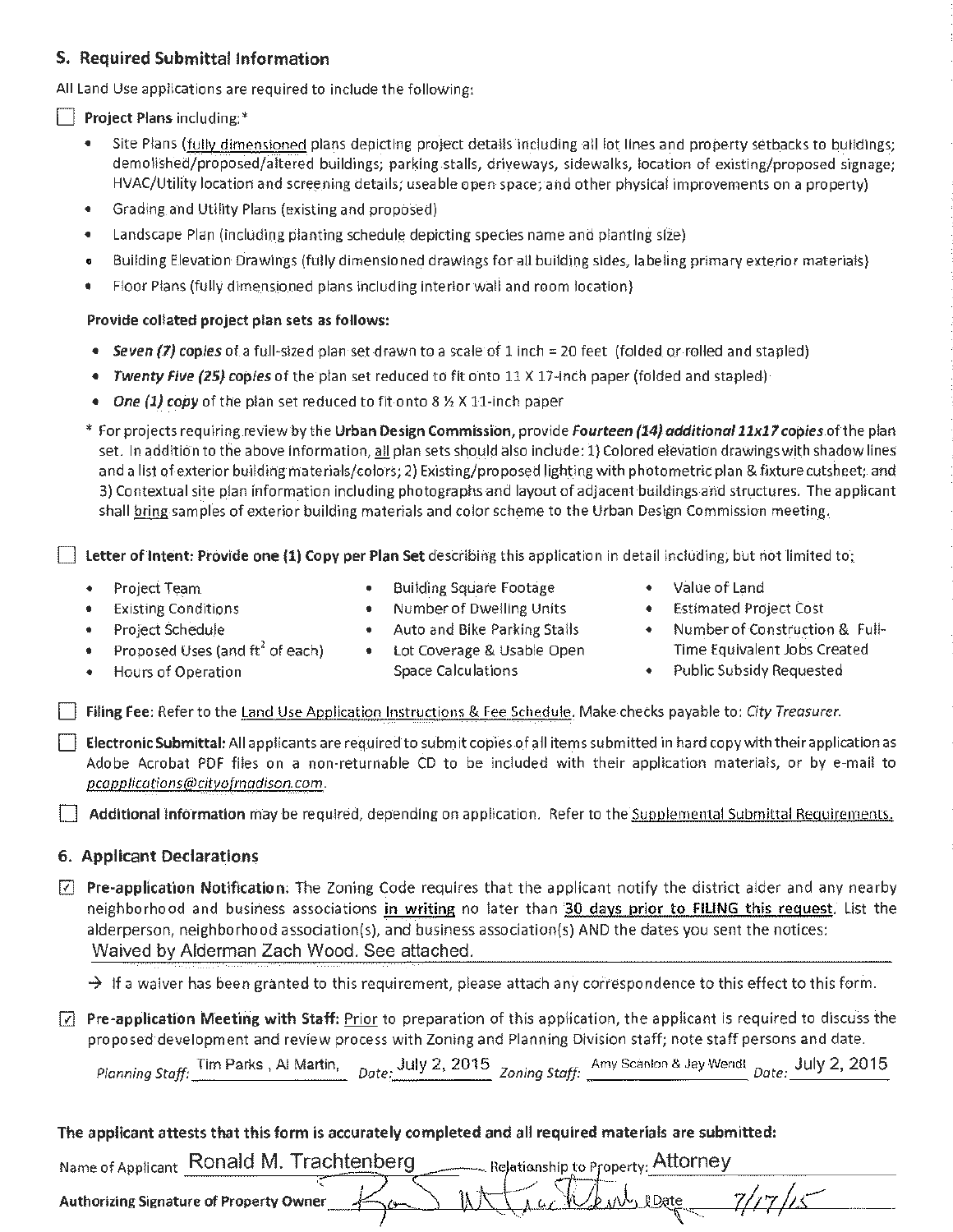## 5. Required Submittal Information

All Land Use applications are required to include the following:

☐ **Project Plans** including:*

- Site Plans (fully dimensioned plans depicting project details including all lot lines and property setbacks to buildings; demolished/proposed/altered buildings; parking stalls, driveways, sidewalks, location of existing/proposed signage; HVAC/Utility location and screening details; useable open space; and other physical improvements on a property)
- Grading and Utility Plans (existing and proposed)
- Landscape Plan (including planting schedule depicting species name and planting size)
- Building Elevation Drawings (fully dimensioned drawings for all building sides, labeling primary exterior materials)
- Floor Plans (fully dimensioned plans including interior wall and room location)

**Provide collated project plan sets as follows:**

- ***Seven (7) copies*** of a full-sized plan set drawn to a scale of 1 inch = 20 feet (folded or rolled and stapled)
- ***Twenty Five (25) copies*** of the plan set reduced to fit onto 11 X 17-inch paper (folded and stapled)
- ***One (1) copy*** of the plan set reduced to fit onto 8 ½ X 11-inch paper

\* For projects requiring review by the **Urban Design Commission**, provide ***Fourteen (14) additional 11x17 copies*** of the plan set. In addition to the above information, all plan sets should also include: 1) Colored elevation drawings with shadow lines and a list of exterior building materials/colors; 2) Existing/proposed lighting with photometric plan & fixture cutsheet; and 3) Contextual site plan information including photographs and layout of adjacent buildings and structures. The applicant shall bring samples of exterior building materials and color scheme to the Urban Design Commission meeting.

☐ **Letter of Intent: Provide one (1) Copy per Plan Set** describing this application in detail including, but not limited to:

- Project Team
- Existing Conditions
- Project Schedule
- Proposed Uses (and ft$^2$ of each)
- Hours of Operation
- Building Square Footage
- Number of Dwelling Units
- Auto and Bike Parking Stalls
- Lot Coverage & Usable Open Space Calculations
- Value of Land
- Estimated Project Cost
- Number of Construction & Full-Time Equivalent Jobs Created
- Public Subsidy Requested

☐ **Filing Fee:** Refer to the Land Use Application Instructions & Fee Schedule. Make checks payable to: *City Treasurer.*

☐ **Electronic Submittal:** All applicants are required to submit copies of all items submitted in hard copy with their application as Adobe Acrobat PDF files on a non-returnable CD to be included with their application materials, or by e-mail to *pcapplications@cityofmadison.com*.

☐ **Additional Information** may be required, depending on application. Refer to the Supplemental Submittal Requirements.

## 6. Applicant Declarations

☑ **Pre-application Notification:** The Zoning Code requires that the applicant notify the district alder and any nearby neighborhood and business associations in writing no later than 30 days prior to FILING this request. List the alderperson, neighborhood association(s), and business association(s) AND the dates you sent the notices:

Waived by Alderman Zach Wood. See attached.

→ If a waiver has been granted to this requirement, please attach any correspondence to this effect to this form.

☑ **Pre-application Meeting with Staff:** Prior to preparation of this application, the applicant is required to discuss the proposed development and review process with Zoning and Planning Division staff; note staff persons and date.

*Planning Staff:* Tim Parks , Al Martin, *Date:* July 2, 2015 *Zoning Staff:* Amy Scanlon & Jay Wendt *Date:* July 2, 2015

**The applicant attests that this form is accurately completed and all required materials are submitted:**

Name of Applicant Ronald M. Trachtenberg Relationship to Property: Attorney

**Authorizing Signature of Property Owner** [signature] Date 7/17/15